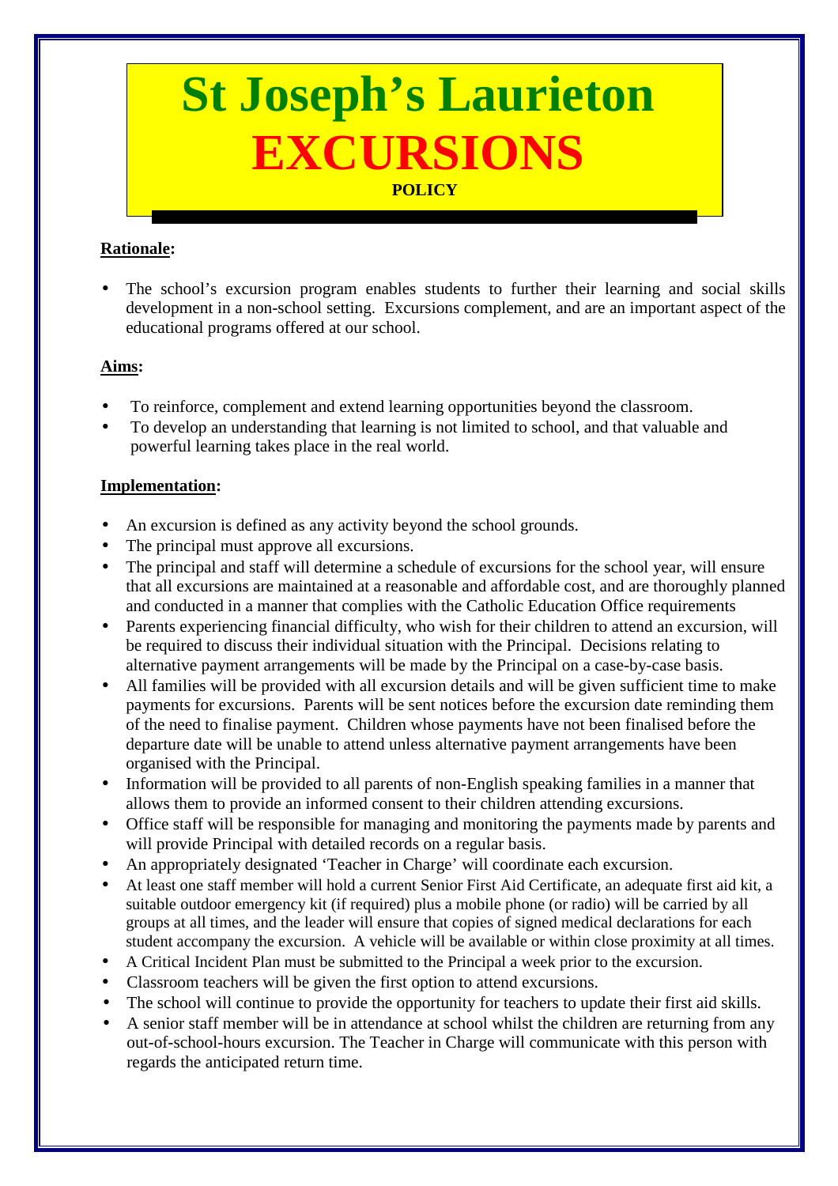# St Joseph's Laurieton
# EXCURSIONS
**POLICY**

**Rationale:**

- The school's excursion program enables students to further their learning and social skills development in a non-school setting. Excursions complement, and are an important aspect of the educational programs offered at our school.

**Aims:**

- To reinforce, complement and extend learning opportunities beyond the classroom.
- To develop an understanding that learning is not limited to school, and that valuable and powerful learning takes place in the real world.

**Implementation:**

- An excursion is defined as any activity beyond the school grounds.
- The principal must approve all excursions.
- The principal and staff will determine a schedule of excursions for the school year, will ensure that all excursions are maintained at a reasonable and affordable cost, and are thoroughly planned and conducted in a manner that complies with the Catholic Education Office requirements
- Parents experiencing financial difficulty, who wish for their children to attend an excursion, will be required to discuss their individual situation with the Principal. Decisions relating to alternative payment arrangements will be made by the Principal on a case-by-case basis.
- All families will be provided with all excursion details and will be given sufficient time to make payments for excursions. Parents will be sent notices before the excursion date reminding them of the need to finalise payment. Children whose payments have not been finalised before the departure date will be unable to attend unless alternative payment arrangements have been organised with the Principal.
- Information will be provided to all parents of non-English speaking families in a manner that allows them to provide an informed consent to their children attending excursions.
- Office staff will be responsible for managing and monitoring the payments made by parents and will provide Principal with detailed records on a regular basis.
- An appropriately designated 'Teacher in Charge' will coordinate each excursion.
- At least one staff member will hold a current Senior First Aid Certificate, an adequate first aid kit, a suitable outdoor emergency kit (if required) plus a mobile phone (or radio) will be carried by all groups at all times, and the leader will ensure that copies of signed medical declarations for each student accompany the excursion. A vehicle will be available or within close proximity at all times.
- A Critical Incident Plan must be submitted to the Principal a week prior to the excursion.
- Classroom teachers will be given the first option to attend excursions.
- The school will continue to provide the opportunity for teachers to update their first aid skills.
- A senior staff member will be in attendance at school whilst the children are returning from any out-of-school-hours excursion. The Teacher in Charge will communicate with this person with regards the anticipated return time.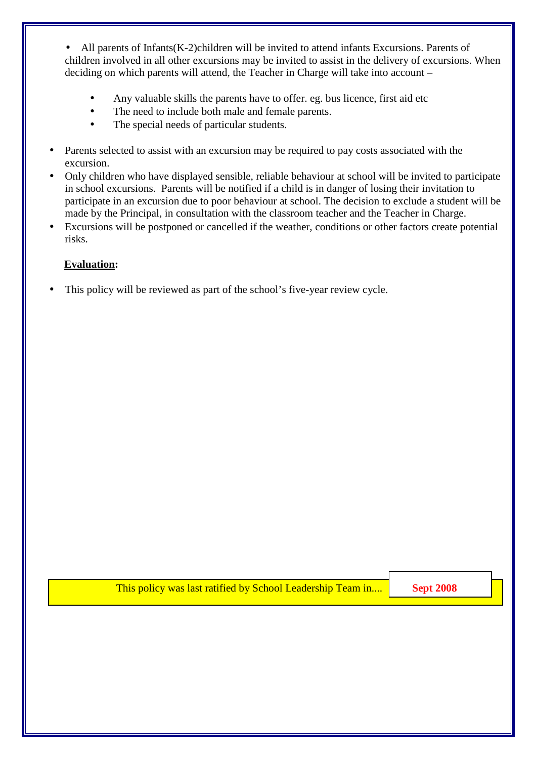- All parents of Infants(K-2)children will be invited to attend infants Excursions. Parents of children involved in all other excursions may be invited to assist in the delivery of excursions. When deciding on which parents will attend, the Teacher in Charge will take into account –
    - Any valuable skills the parents have to offer. eg. bus licence, first aid etc
    - The need to include both male and female parents.
    - The special needs of particular students.

- Parents selected to assist with an excursion may be required to pay costs associated with the excursion.
- Only children who have displayed sensible, reliable behaviour at school will be invited to participate in school excursions.  Parents will be notified if a child is in danger of losing their invitation to participate in an excursion due to poor behaviour at school. The decision to exclude a student will be made by the Principal, in consultation with the classroom teacher and the Teacher in Charge.
- Excursions will be postponed or cancelled if the weather, conditions or other factors create potential risks.

**Evaluation:**

- This policy will be reviewed as part of the school's five-year review cycle.

This policy was last ratified by School Leadership Team in.... **Sept 2008**